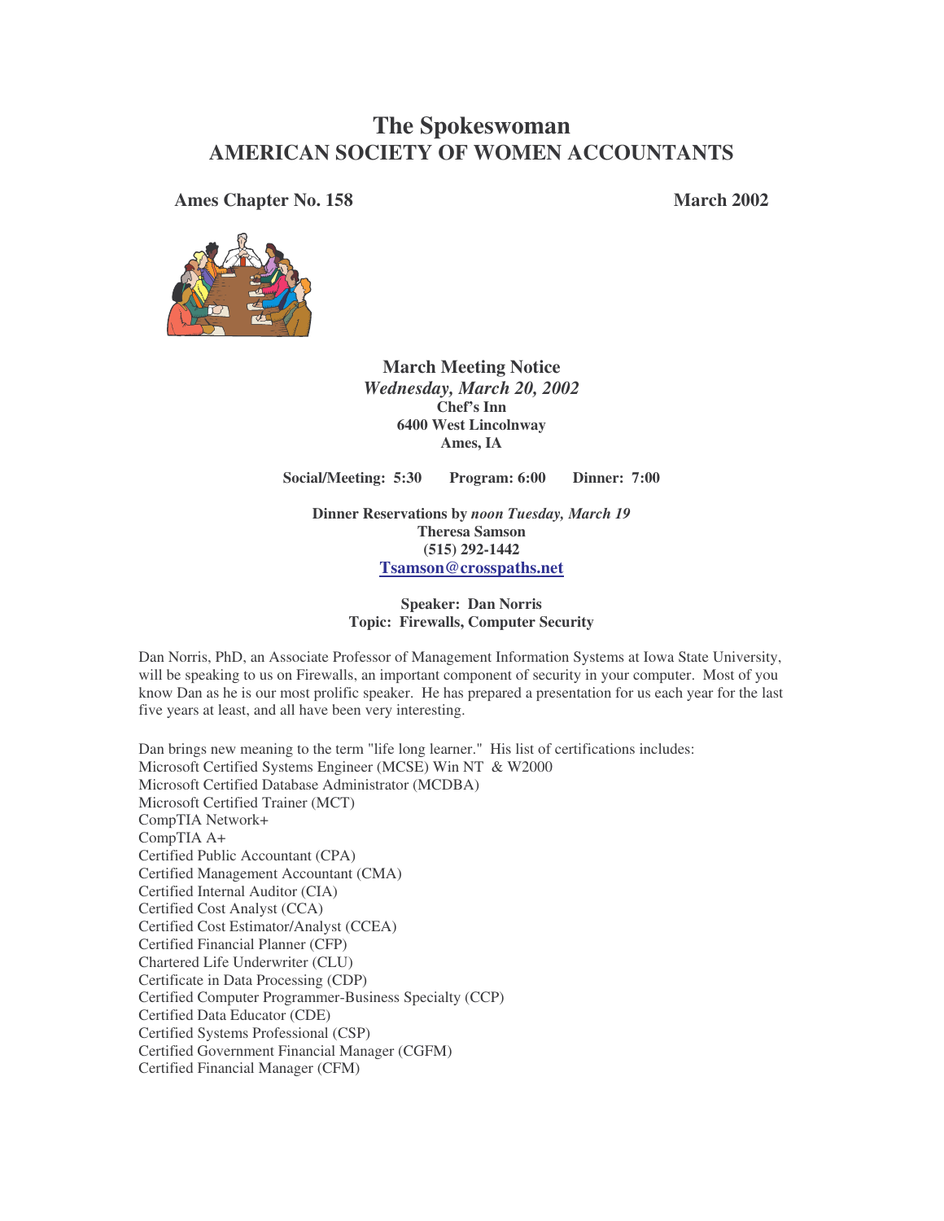# The Spokeswoman
## AMERICAN SOCIETY OF WOMEN ACCOUNTANTS

**Ames Chapter No. 158** **March 2002**

### March Meeting Notice

***Wednesday, March 20, 2002***
**Chef's Inn**
**6400 West Lincolnway**
**Ames, IA**

**Social/Meeting: 5:30 Program: 6:00 Dinner: 7:00**

**Dinner Reservations by *noon Tuesday, March 19***
**Theresa Samson**
**(515) 292-1442**
**Tsamson@crosspaths.net**

**Speaker: Dan Norris**
**Topic: Firewalls, Computer Security**

Dan Norris, PhD, an Associate Professor of Management Information Systems at Iowa State University, will be speaking to us on Firewalls, an important component of security in your computer. Most of you know Dan as he is our most prolific speaker. He has prepared a presentation for us each year for the last five years at least, and all have been very interesting.

Dan brings new meaning to the term "life long learner." His list of certifications includes:
Microsoft Certified Systems Engineer (MCSE) Win NT & W2000
Microsoft Certified Database Administrator (MCDBA)
Microsoft Certified Trainer (MCT)
CompTIA Network+
CompTIA A+
Certified Public Accountant (CPA)
Certified Management Accountant (CMA)
Certified Internal Auditor (CIA)
Certified Cost Analyst (CCA)
Certified Cost Estimator/Analyst (CCEA)
Certified Financial Planner (CFP)
Chartered Life Underwriter (CLU)
Certificate in Data Processing (CDP)
Certified Computer Programmer-Business Specialty (CCP)
Certified Data Educator (CDE)
Certified Systems Professional (CSP)
Certified Government Financial Manager (CGFM)
Certified Financial Manager (CFM)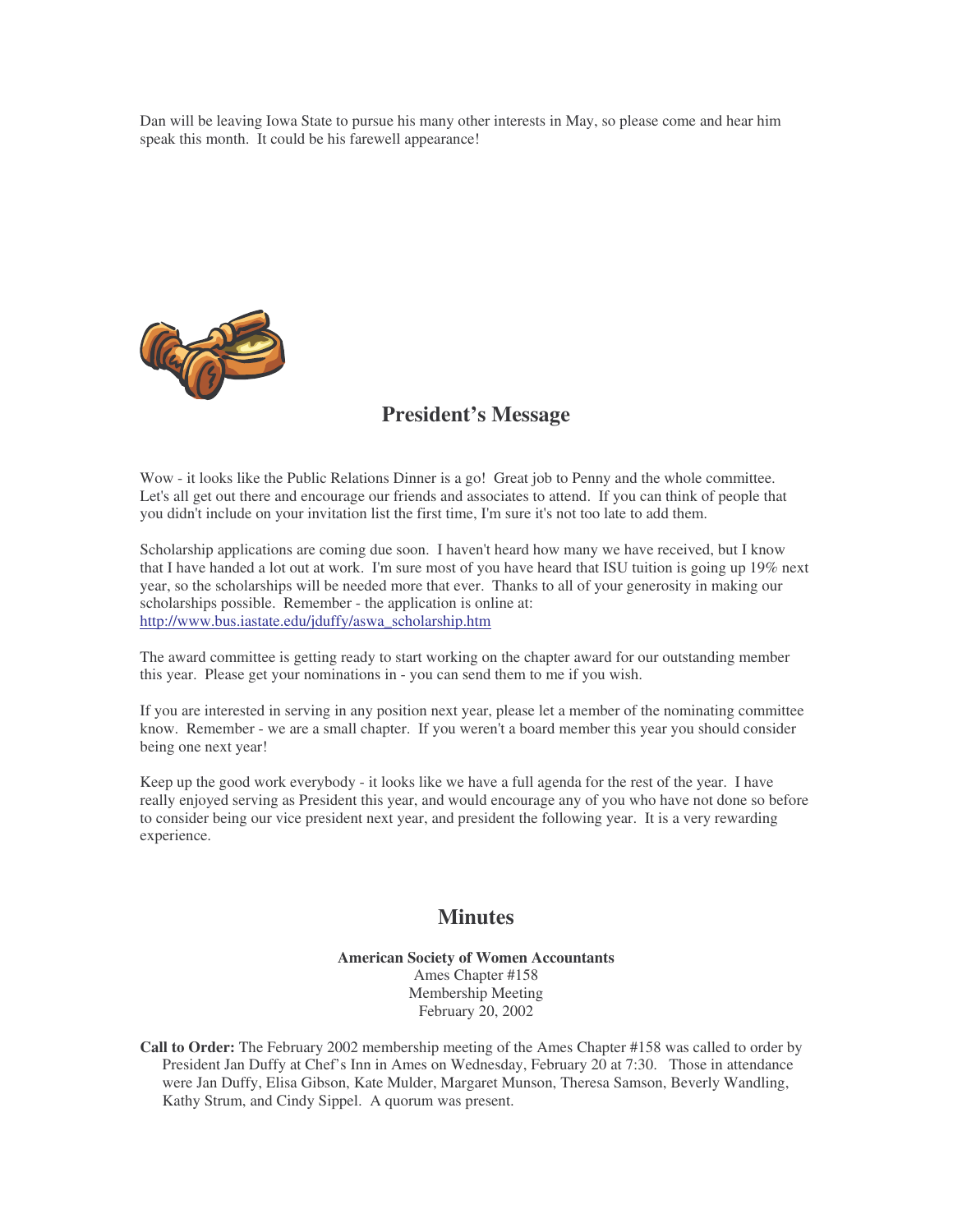Dan will be leaving Iowa State to pursue his many other interests in May, so please come and hear him speak this month. It could be his farewell appearance!

## President's Message

Wow - it looks like the Public Relations Dinner is a go! Great job to Penny and the whole committee. Let's all get out there and encourage our friends and associates to attend. If you can think of people that you didn't include on your invitation list the first time, I'm sure it's not too late to add them.

Scholarship applications are coming due soon. I haven't heard how many we have received, but I know that I have handed a lot out at work. I'm sure most of you have heard that ISU tuition is going up 19% next year, so the scholarships will be needed more that ever. Thanks to all of your generosity in making our scholarships possible. Remember - the application is online at: http://www.bus.iastate.edu/jduffy/aswa_scholarship.htm

The award committee is getting ready to start working on the chapter award for our outstanding member this year. Please get your nominations in - you can send them to me if you wish.

If you are interested in serving in any position next year, please let a member of the nominating committee know. Remember - we are a small chapter. If you weren't a board member this year you should consider being one next year!

Keep up the good work everybody - it looks like we have a full agenda for the rest of the year. I have really enjoyed serving as President this year, and would encourage any of you who have not done so before to consider being our vice president next year, and president the following year. It is a very rewarding experience.

## Minutes

**American Society of Women Accountants**
Ames Chapter #158
Membership Meeting
February 20, 2002

**Call to Order:** The February 2002 membership meeting of the Ames Chapter #158 was called to order by President Jan Duffy at Chef's Inn in Ames on Wednesday, February 20 at 7:30. Those in attendance were Jan Duffy, Elisa Gibson, Kate Mulder, Margaret Munson, Theresa Samson, Beverly Wandling, Kathy Strum, and Cindy Sippel. A quorum was present.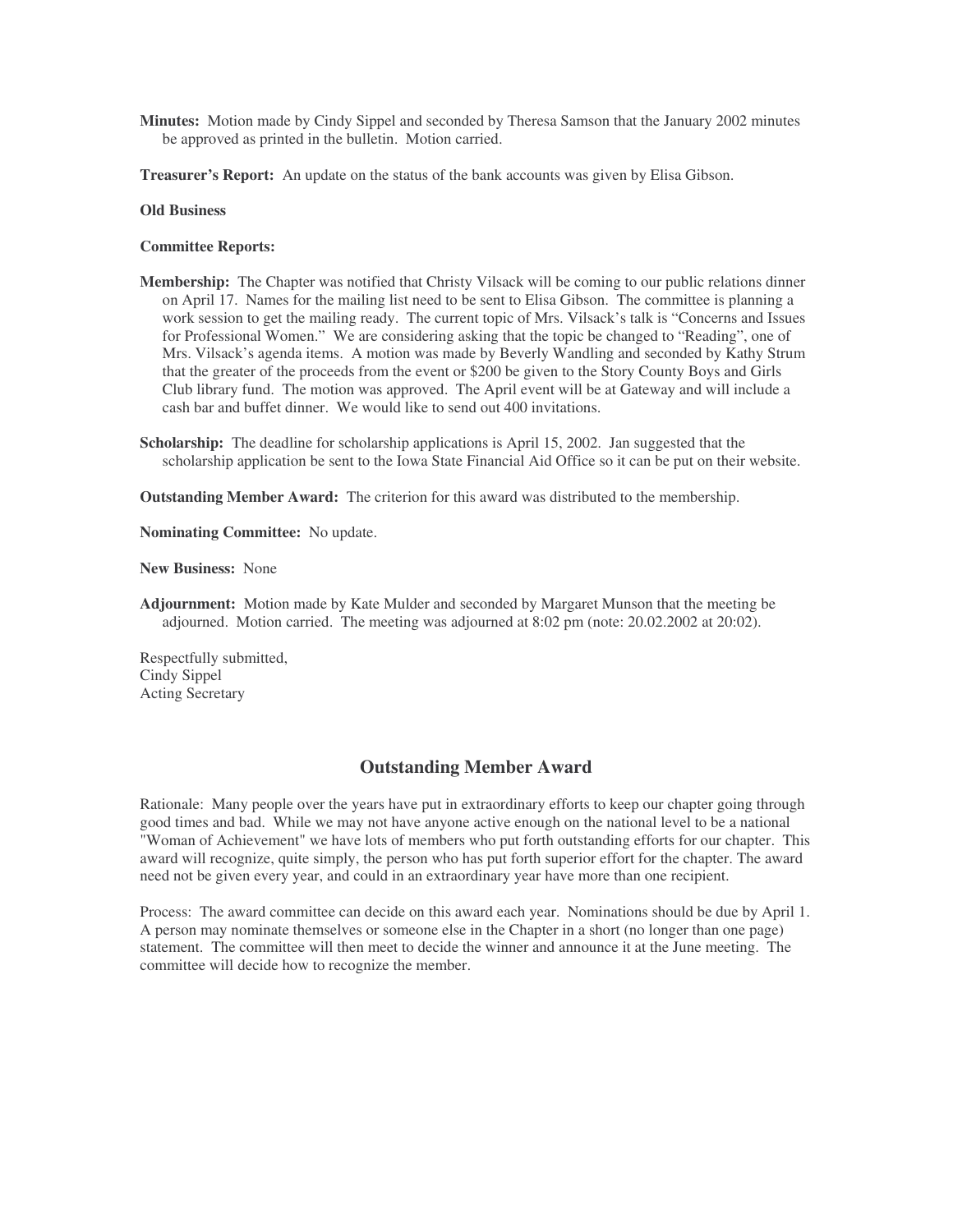**Minutes:** Motion made by Cindy Sippel and seconded by Theresa Samson that the January 2002 minutes be approved as printed in the bulletin. Motion carried.

**Treasurer's Report:** An update on the status of the bank accounts was given by Elisa Gibson.

**Old Business**

**Committee Reports:**

**Membership:** The Chapter was notified that Christy Vilsack will be coming to our public relations dinner on April 17. Names for the mailing list need to be sent to Elisa Gibson. The committee is planning a work session to get the mailing ready. The current topic of Mrs. Vilsack's talk is "Concerns and Issues for Professional Women." We are considering asking that the topic be changed to "Reading", one of Mrs. Vilsack's agenda items. A motion was made by Beverly Wandling and seconded by Kathy Strum that the greater of the proceeds from the event or $200 be given to the Story County Boys and Girls Club library fund. The motion was approved. The April event will be at Gateway and will include a cash bar and buffet dinner. We would like to send out 400 invitations.

**Scholarship:** The deadline for scholarship applications is April 15, 2002. Jan suggested that the scholarship application be sent to the Iowa State Financial Aid Office so it can be put on their website.

**Outstanding Member Award:** The criterion for this award was distributed to the membership.

**Nominating Committee:** No update.

**New Business:** None

**Adjournment:** Motion made by Kate Mulder and seconded by Margaret Munson that the meeting be adjourned. Motion carried. The meeting was adjourned at 8:02 pm (note: 20.02.2002 at 20:02).

Respectfully submitted,
Cindy Sippel
Acting Secretary

## Outstanding Member Award

Rationale: Many people over the years have put in extraordinary efforts to keep our chapter going through good times and bad. While we may not have anyone active enough on the national level to be a national "Woman of Achievement" we have lots of members who put forth outstanding efforts for our chapter. This award will recognize, quite simply, the person who has put forth superior effort for the chapter. The award need not be given every year, and could in an extraordinary year have more than one recipient.

Process: The award committee can decide on this award each year. Nominations should be due by April 1. A person may nominate themselves or someone else in the Chapter in a short (no longer than one page) statement. The committee will then meet to decide the winner and announce it at the June meeting. The committee will decide how to recognize the member.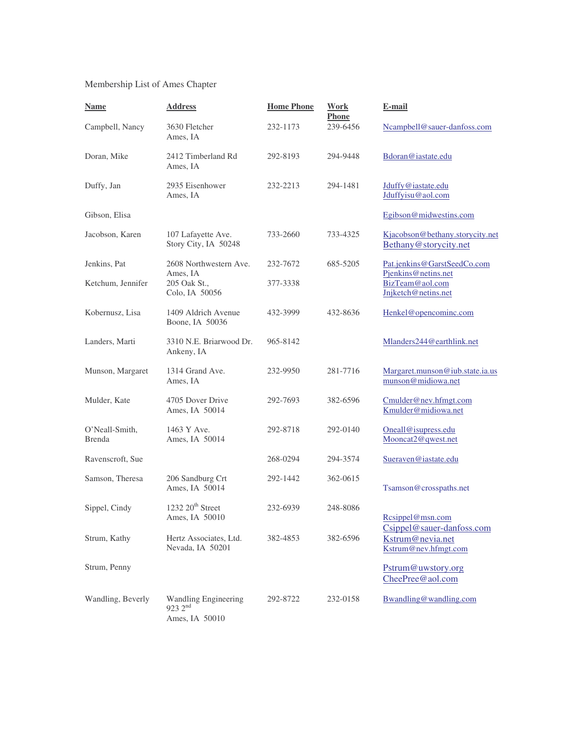Membership List of Ames Chapter

| Name | Address | Home Phone | Work Phone | E-mail |
|---|---|---|---|---|
| Campbell, Nancy | 3630 Fletcher<br>Ames, IA | 232-1173 | 239-6456 | Ncampbell@sauer-danfoss.com |
| Doran, Mike | 2412 Timberland Rd<br>Ames, IA | 292-8193 | 294-9448 | Bdoran@iastate.edu |
| Duffy, Jan | 2935 Eisenhower<br>Ames, IA | 232-2213 | 294-1481 | Jduffy@iastate.edu<br>Jduffyisu@aol.com |
| Gibson, Elisa | | | | Egibson@midwestins.com |
| Jacobson, Karen | 107 Lafayette Ave.<br>Story City, IA 50248 | 733-2660 | 733-4325 | Kjacobson@bethany.storycity.net<br>Bethany@storycity.net |
| Jenkins, Pat | 2608 Northwestern Ave.<br>Ames, IA | 232-7672 | 685-5205 | Pat.jenkins@GarstSeedCo.com<br>Pjenkins@netins.net |
| Ketchum, Jennifer | 205 Oak St.,<br>Colo, IA 50056 | 377-3338 | | BizTeam@aol.com<br>Jnjketch@netins.net |
| Kobernusz, Lisa | 1409 Aldrich Avenue<br>Boone, IA 50036 | 432-3999 | 432-8636 | Henkel@opencominc.com |
| Landers, Marti | 3310 N.E. Briarwood Dr.<br>Ankeny, IA | 965-8142 | | Mlanders244@earthlink.net |
| Munson, Margaret | 1314 Grand Ave.<br>Ames, IA | 232-9950 | 281-7716 | Margaret.munson@iub.state.ia.us<br>munson@midiowa.net |
| Mulder, Kate | 4705 Dover Drive<br>Ames, IA 50014 | 292-7693 | 382-6596 | Cmulder@nev.hfmgt.com<br>Kmulder@midiowa.net |
| O'Neall-Smith, Brenda | 1463 Y Ave.<br>Ames, IA 50014 | 292-8718 | 292-0140 | Oneall@isupress.edu<br>Mooncat2@qwest.net |
| Ravenscroft, Sue | | 268-0294 | 294-3574 | Sueraven@iastate.edu |
| Samson, Theresa | 206 Sandburg Crt<br>Ames, IA 50014 | 292-1442 | 362-0615 | Tsamson@crosspaths.net |
| Sippel, Cindy | 1232 20th Street<br>Ames, IA 50010 | 232-6939 | 248-8086 | Rcsippel@msn.com<br>Csippel@sauer-danfoss.com |
| Strum, Kathy | Hertz Associates, Ltd.<br>Nevada, IA 50201 | 382-4853 | 382-6596 | Kstrum@nevia.net<br>Kstrum@nev.hfmgt.com |
| Strum, Penny | | | | Pstrum@uwstory.org<br>CheePree@aol.com |
| Wandling, Beverly | Wandling Engineering<br>923 2nd<br>Ames, IA 50010 | 292-8722 | 232-0158 | Bwandling@wandling.com |